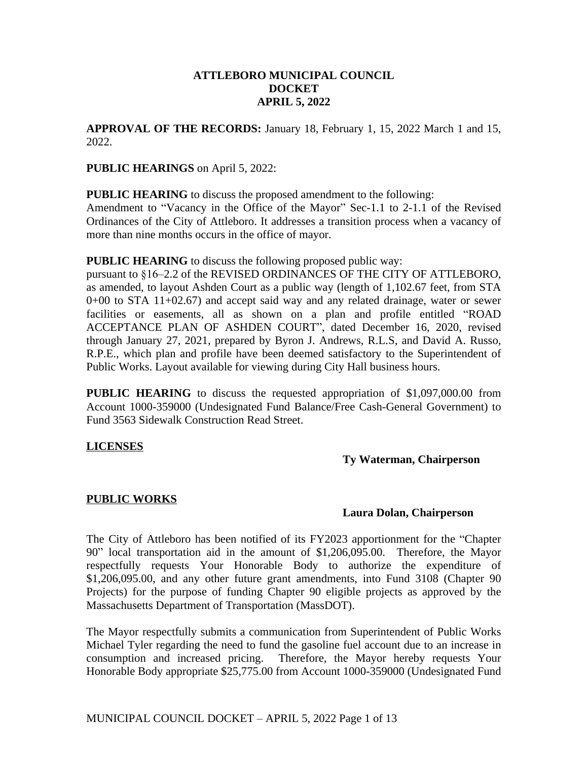# ATTLEBORO MUNICIPAL COUNCIL
# DOCKET
# APRIL 5, 2022

**APPROVAL OF THE RECORDS:** January 18, February 1, 15, 2022 March 1 and 15, 2022.

**PUBLIC HEARINGS** on April 5, 2022:

**PUBLIC HEARING** to discuss the proposed amendment to the following:
Amendment to "Vacancy in the Office of the Mayor" Sec-1.1 to 2-1.1 of the Revised Ordinances of the City of Attleboro. It addresses a transition process when a vacancy of more than nine months occurs in the office of mayor.

**PUBLIC HEARING** to discuss the following proposed public way:
pursuant to §16–2.2 of the REVISED ORDINANCES OF THE CITY OF ATTLEBORO, as amended, to layout Ashden Court as a public way (length of 1,102.67 feet, from STA 0+00 to STA 11+02.67) and accept said way and any related drainage, water or sewer facilities or easements, all as shown on a plan and profile entitled "ROAD ACCEPTANCE PLAN OF ASHDEN COURT", dated December 16, 2020, revised through January 27, 2021, prepared by Byron J. Andrews, R.L.S, and David A. Russo, R.P.E., which plan and profile have been deemed satisfactory to the Superintendent of Public Works. Layout available for viewing during City Hall business hours.

**PUBLIC HEARING** to discuss the requested appropriation of $1,097,000.00 from Account 1000-359000 (Undesignated Fund Balance/Free Cash-General Government) to Fund 3563 Sidewalk Construction Read Street.

**LICENSES**

**Ty Waterman, Chairperson**

**PUBLIC WORKS**

**Laura Dolan, Chairperson**

The City of Attleboro has been notified of its FY2023 apportionment for the "Chapter 90" local transportation aid in the amount of $1,206,095.00. Therefore, the Mayor respectfully requests Your Honorable Body to authorize the expenditure of $1,206,095.00, and any other future grant amendments, into Fund 3108 (Chapter 90 Projects) for the purpose of funding Chapter 90 eligible projects as approved by the Massachusetts Department of Transportation (MassDOT).

The Mayor respectfully submits a communication from Superintendent of Public Works Michael Tyler regarding the need to fund the gasoline fuel account due to an increase in consumption and increased pricing. Therefore, the Mayor hereby requests Your Honorable Body appropriate $25,775.00 from Account 1000-359000 (Undesignated Fund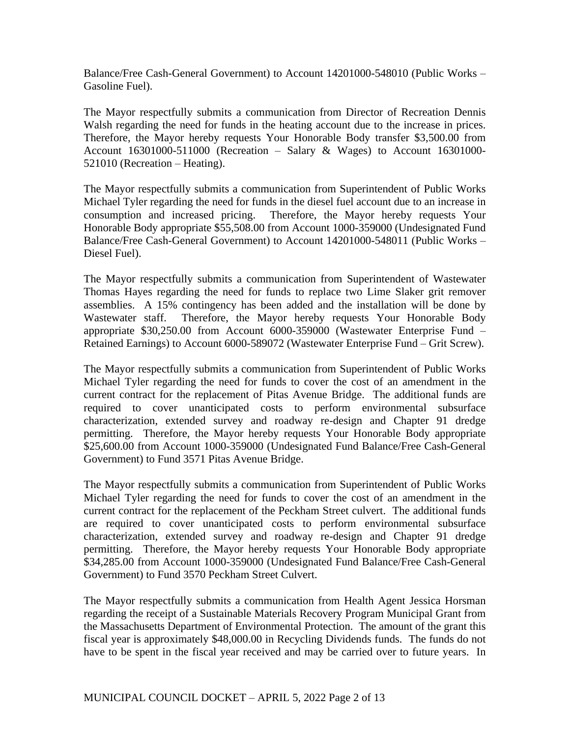Balance/Free Cash-General Government) to Account 14201000-548010 (Public Works – Gasoline Fuel).

The Mayor respectfully submits a communication from Director of Recreation Dennis Walsh regarding the need for funds in the heating account due to the increase in prices. Therefore, the Mayor hereby requests Your Honorable Body transfer $3,500.00 from Account 16301000-511000 (Recreation – Salary & Wages) to Account 16301000-521010 (Recreation – Heating).

The Mayor respectfully submits a communication from Superintendent of Public Works Michael Tyler regarding the need for funds in the diesel fuel account due to an increase in consumption and increased pricing. Therefore, the Mayor hereby requests Your Honorable Body appropriate $55,508.00 from Account 1000-359000 (Undesignated Fund Balance/Free Cash-General Government) to Account 14201000-548011 (Public Works – Diesel Fuel).

The Mayor respectfully submits a communication from Superintendent of Wastewater Thomas Hayes regarding the need for funds to replace two Lime Slaker grit remover assemblies. A 15% contingency has been added and the installation will be done by Wastewater staff. Therefore, the Mayor hereby requests Your Honorable Body appropriate $30,250.00 from Account 6000-359000 (Wastewater Enterprise Fund – Retained Earnings) to Account 6000-589072 (Wastewater Enterprise Fund – Grit Screw).

The Mayor respectfully submits a communication from Superintendent of Public Works Michael Tyler regarding the need for funds to cover the cost of an amendment in the current contract for the replacement of Pitas Avenue Bridge. The additional funds are required to cover unanticipated costs to perform environmental subsurface characterization, extended survey and roadway re-design and Chapter 91 dredge permitting. Therefore, the Mayor hereby requests Your Honorable Body appropriate $25,600.00 from Account 1000-359000 (Undesignated Fund Balance/Free Cash-General Government) to Fund 3571 Pitas Avenue Bridge.

The Mayor respectfully submits a communication from Superintendent of Public Works Michael Tyler regarding the need for funds to cover the cost of an amendment in the current contract for the replacement of the Peckham Street culvert. The additional funds are required to cover unanticipated costs to perform environmental subsurface characterization, extended survey and roadway re-design and Chapter 91 dredge permitting. Therefore, the Mayor hereby requests Your Honorable Body appropriate $34,285.00 from Account 1000-359000 (Undesignated Fund Balance/Free Cash-General Government) to Fund 3570 Peckham Street Culvert.

The Mayor respectfully submits a communication from Health Agent Jessica Horsman regarding the receipt of a Sustainable Materials Recovery Program Municipal Grant from the Massachusetts Department of Environmental Protection. The amount of the grant this fiscal year is approximately $48,000.00 in Recycling Dividends funds. The funds do not have to be spent in the fiscal year received and may be carried over to future years. In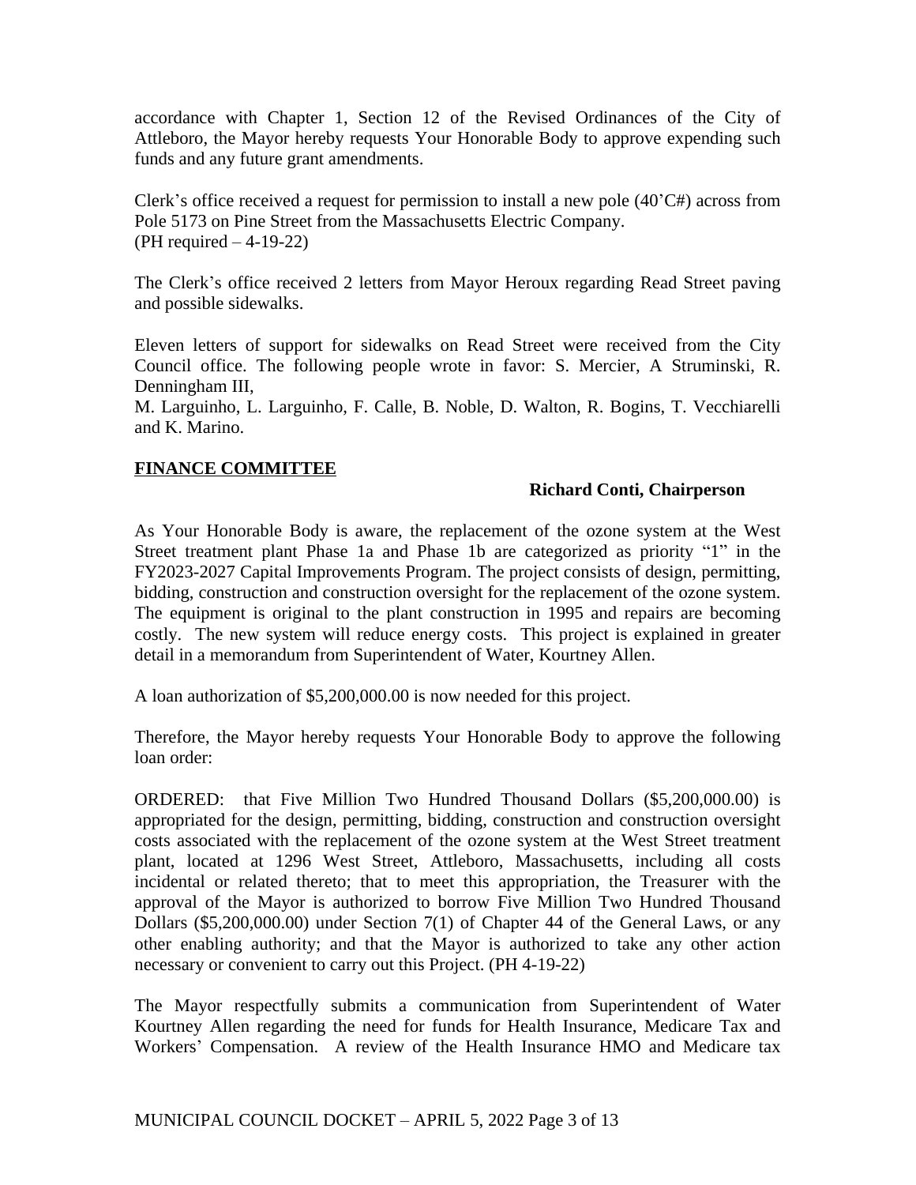accordance with Chapter 1, Section 12 of the Revised Ordinances of the City of Attleboro, the Mayor hereby requests Your Honorable Body to approve expending such funds and any future grant amendments.

Clerk's office received a request for permission to install a new pole (40'C#) across from Pole 5173 on Pine Street from the Massachusetts Electric Company.
(PH required – 4-19-22)

The Clerk's office received 2 letters from Mayor Heroux regarding Read Street paving and possible sidewalks.

Eleven letters of support for sidewalks on Read Street were received from the City Council office. The following people wrote in favor: S. Mercier, A Struminski, R. Denningham III,
M. Larguinho, L. Larguinho, F. Calle, B. Noble, D. Walton, R. Bogins, T. Vecchiarelli and K. Marino.

**FINANCE COMMITTEE**

**Richard Conti, Chairperson**

As Your Honorable Body is aware, the replacement of the ozone system at the West Street treatment plant Phase 1a and Phase 1b are categorized as priority "1" in the FY2023-2027 Capital Improvements Program. The project consists of design, permitting, bidding, construction and construction oversight for the replacement of the ozone system. The equipment is original to the plant construction in 1995 and repairs are becoming costly. The new system will reduce energy costs. This project is explained in greater detail in a memorandum from Superintendent of Water, Kourtney Allen.

A loan authorization of $5,200,000.00 is now needed for this project.

Therefore, the Mayor hereby requests Your Honorable Body to approve the following loan order:

ORDERED: that Five Million Two Hundred Thousand Dollars ($5,200,000.00) is appropriated for the design, permitting, bidding, construction and construction oversight costs associated with the replacement of the ozone system at the West Street treatment plant, located at 1296 West Street, Attleboro, Massachusetts, including all costs incidental or related thereto; that to meet this appropriation, the Treasurer with the approval of the Mayor is authorized to borrow Five Million Two Hundred Thousand Dollars ($5,200,000.00) under Section 7(1) of Chapter 44 of the General Laws, or any other enabling authority; and that the Mayor is authorized to take any other action necessary or convenient to carry out this Project. (PH 4-19-22)

The Mayor respectfully submits a communication from Superintendent of Water Kourtney Allen regarding the need for funds for Health Insurance, Medicare Tax and Workers' Compensation. A review of the Health Insurance HMO and Medicare tax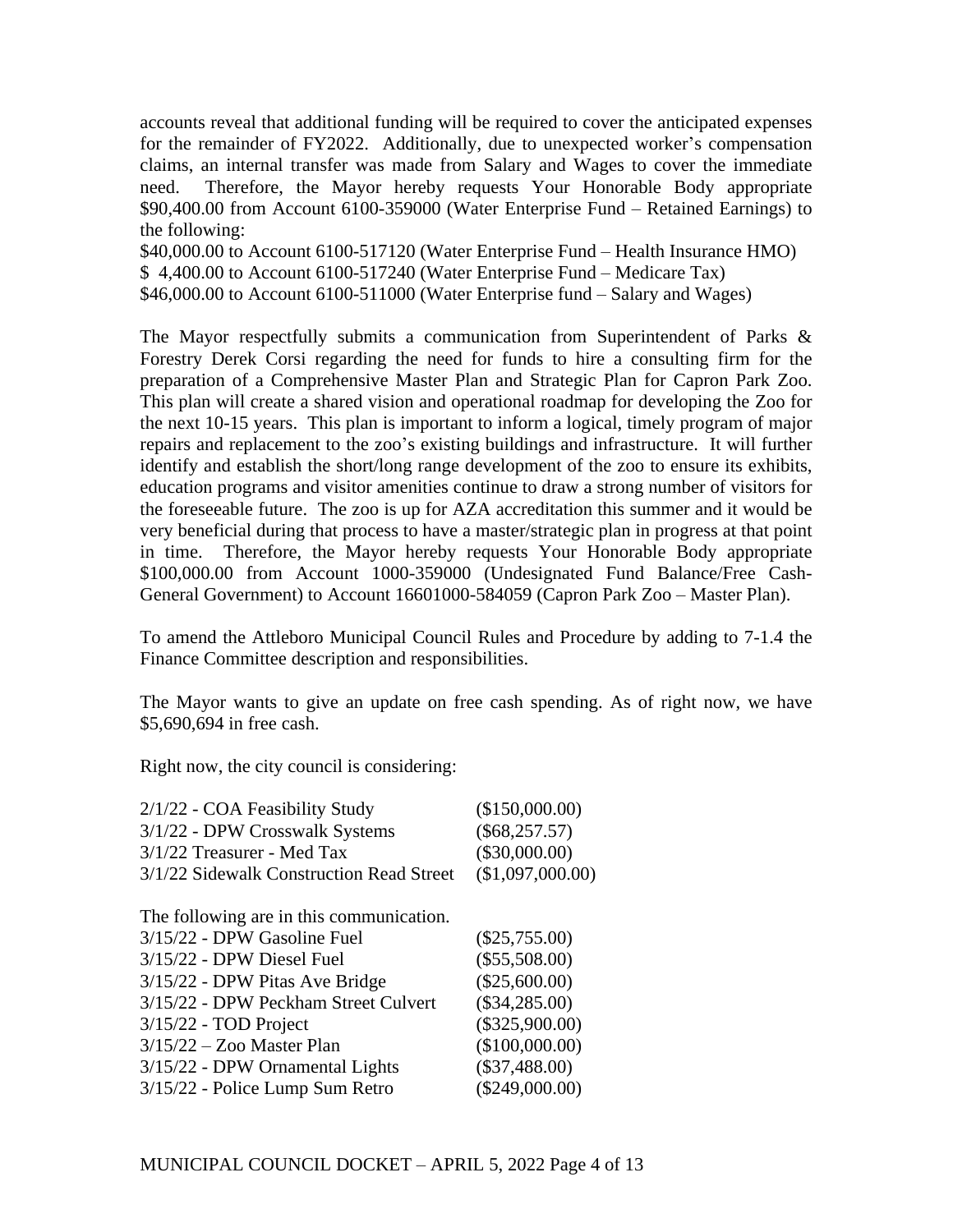accounts reveal that additional funding will be required to cover the anticipated expenses for the remainder of FY2022. Additionally, due to unexpected worker's compensation claims, an internal transfer was made from Salary and Wages to cover the immediate need. Therefore, the Mayor hereby requests Your Honorable Body appropriate $90,400.00 from Account 6100-359000 (Water Enterprise Fund – Retained Earnings) to the following:

$40,000.00 to Account 6100-517120 (Water Enterprise Fund – Health Insurance HMO)
$ 4,400.00 to Account 6100-517240 (Water Enterprise Fund – Medicare Tax)
$46,000.00 to Account 6100-511000 (Water Enterprise fund – Salary and Wages)

The Mayor respectfully submits a communication from Superintendent of Parks & Forestry Derek Corsi regarding the need for funds to hire a consulting firm for the preparation of a Comprehensive Master Plan and Strategic Plan for Capron Park Zoo. This plan will create a shared vision and operational roadmap for developing the Zoo for the next 10-15 years. This plan is important to inform a logical, timely program of major repairs and replacement to the zoo's existing buildings and infrastructure. It will further identify and establish the short/long range development of the zoo to ensure its exhibits, education programs and visitor amenities continue to draw a strong number of visitors for the foreseeable future. The zoo is up for AZA accreditation this summer and it would be very beneficial during that process to have a master/strategic plan in progress at that point in time. Therefore, the Mayor hereby requests Your Honorable Body appropriate $100,000.00 from Account 1000-359000 (Undesignated Fund Balance/Free Cash-General Government) to Account 16601000-584059 (Capron Park Zoo – Master Plan).

To amend the Attleboro Municipal Council Rules and Procedure by adding to 7-1.4 the Finance Committee description and responsibilities.

The Mayor wants to give an update on free cash spending. As of right now, we have $5,690,694 in free cash.

Right now, the city council is considering:

| | |
|---|---|
| 2/1/22 - COA Feasibility Study | ($150,000.00) |
| 3/1/22 - DPW Crosswalk Systems | ($68,257.57) |
| 3/1/22 Treasurer - Med Tax | ($30,000.00) |
| 3/1/22 Sidewalk Construction Read Street | ($1,097,000.00) |

The following are in this communication.

| | |
|---|---|
| 3/15/22 - DPW Gasoline Fuel | ($25,755.00) |
| 3/15/22 - DPW Diesel Fuel | ($55,508.00) |
| 3/15/22 - DPW Pitas Ave Bridge | ($25,600.00) |
| 3/15/22 - DPW Peckham Street Culvert | ($34,285.00) |
| 3/15/22 - TOD Project | ($325,900.00) |
| 3/15/22 – Zoo Master Plan | ($100,000.00) |
| 3/15/22 - DPW Ornamental Lights | ($37,488.00) |
| 3/15/22 - Police Lump Sum Retro | ($249,000.00) |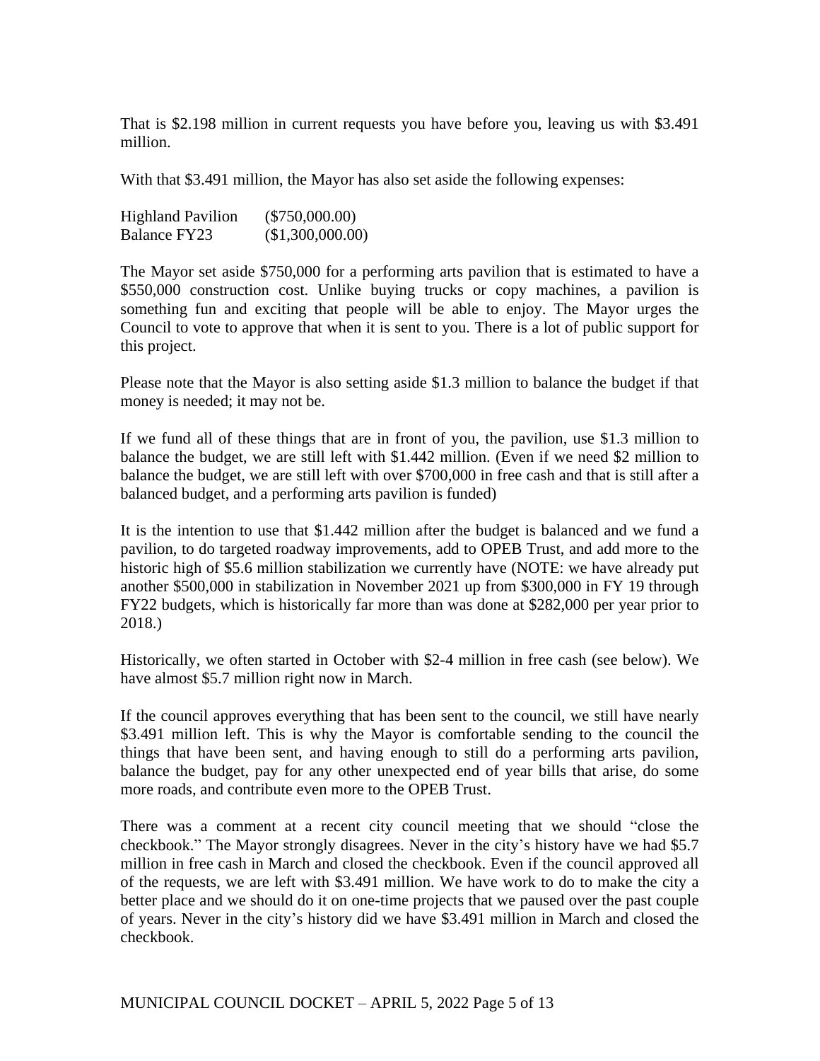That is $2.198 million in current requests you have before you, leaving us with $3.491 million.

With that $3.491 million, the Mayor has also set aside the following expenses:

| | |
|---|---|
| Highland Pavilion | ($750,000.00) |
| Balance FY23 | ($1,300,000.00) |

The Mayor set aside $750,000 for a performing arts pavilion that is estimated to have a $550,000 construction cost. Unlike buying trucks or copy machines, a pavilion is something fun and exciting that people will be able to enjoy. The Mayor urges the Council to vote to approve that when it is sent to you. There is a lot of public support for this project.

Please note that the Mayor is also setting aside $1.3 million to balance the budget if that money is needed; it may not be.

If we fund all of these things that are in front of you, the pavilion, use $1.3 million to balance the budget, we are still left with $1.442 million. (Even if we need $2 million to balance the budget, we are still left with over $700,000 in free cash and that is still after a balanced budget, and a performing arts pavilion is funded)

It is the intention to use that $1.442 million after the budget is balanced and we fund a pavilion, to do targeted roadway improvements, add to OPEB Trust, and add more to the historic high of $5.6 million stabilization we currently have (NOTE: we have already put another $500,000 in stabilization in November 2021 up from $300,000 in FY 19 through FY22 budgets, which is historically far more than was done at $282,000 per year prior to 2018.)

Historically, we often started in October with $2-4 million in free cash (see below). We have almost $5.7 million right now in March.

If the council approves everything that has been sent to the council, we still have nearly $3.491 million left. This is why the Mayor is comfortable sending to the council the things that have been sent, and having enough to still do a performing arts pavilion, balance the budget, pay for any other unexpected end of year bills that arise, do some more roads, and contribute even more to the OPEB Trust.

There was a comment at a recent city council meeting that we should "close the checkbook." The Mayor strongly disagrees. Never in the city's history have we had $5.7 million in free cash in March and closed the checkbook. Even if the council approved all of the requests, we are left with $3.491 million. We have work to do to make the city a better place and we should do it on one-time projects that we paused over the past couple of years. Never in the city's history did we have $3.491 million in March and closed the checkbook.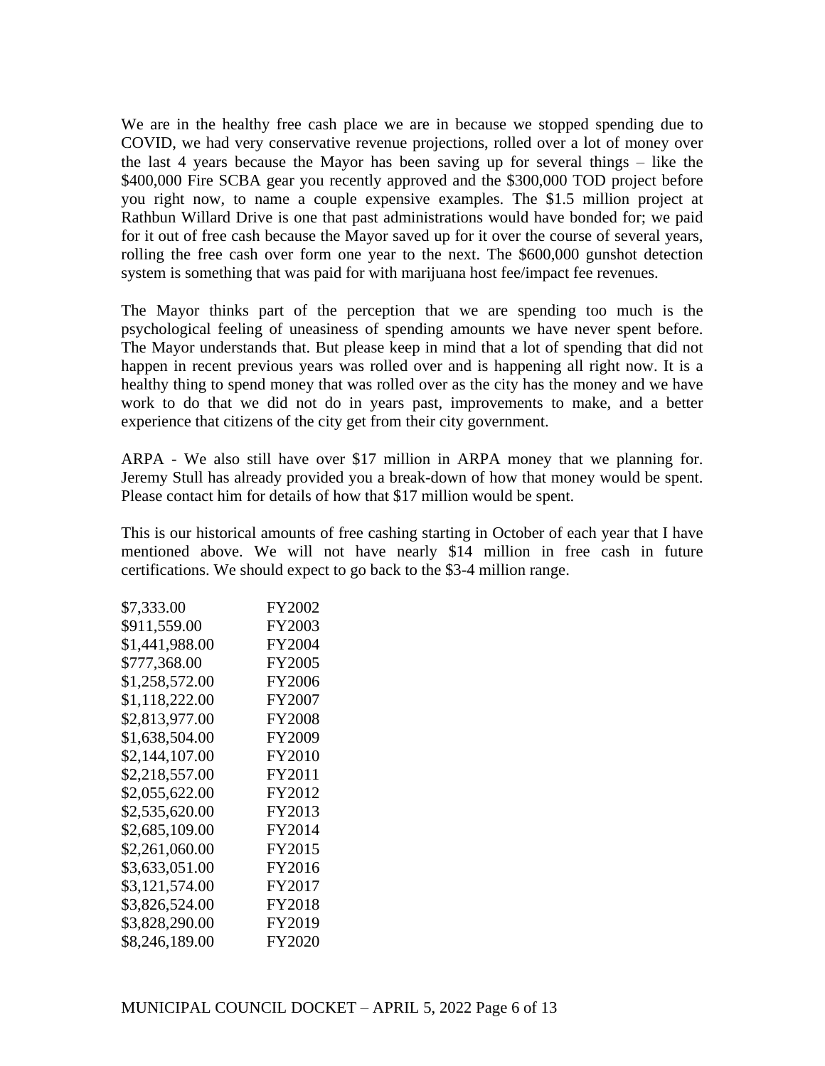We are in the healthy free cash place we are in because we stopped spending due to COVID, we had very conservative revenue projections, rolled over a lot of money over the last 4 years because the Mayor has been saving up for several things – like the $400,000 Fire SCBA gear you recently approved and the $300,000 TOD project before you right now, to name a couple expensive examples. The $1.5 million project at Rathbun Willard Drive is one that past administrations would have bonded for; we paid for it out of free cash because the Mayor saved up for it over the course of several years, rolling the free cash over form one year to the next. The $600,000 gunshot detection system is something that was paid for with marijuana host fee/impact fee revenues.

The Mayor thinks part of the perception that we are spending too much is the psychological feeling of uneasiness of spending amounts we have never spent before. The Mayor understands that. But please keep in mind that a lot of spending that did not happen in recent previous years was rolled over and is happening all right now. It is a healthy thing to spend money that was rolled over as the city has the money and we have work to do that we did not do in years past, improvements to make, and a better experience that citizens of the city get from their city government.

ARPA - We also still have over $17 million in ARPA money that we planning for. Jeremy Stull has already provided you a break-down of how that money would be spent. Please contact him for details of how that $17 million would be spent.

This is our historical amounts of free cashing starting in October of each year that I have mentioned above. We will not have nearly $14 million in free cash in future certifications. We should expect to go back to the $3-4 million range.

| | |
|---|---|
| $7,333.00 | FY2002 |
| $911,559.00 | FY2003 |
| $1,441,988.00 | FY2004 |
| $777,368.00 | FY2005 |
| $1,258,572.00 | FY2006 |
| $1,118,222.00 | FY2007 |
| $2,813,977.00 | FY2008 |
| $1,638,504.00 | FY2009 |
| $2,144,107.00 | FY2010 |
| $2,218,557.00 | FY2011 |
| $2,055,622.00 | FY2012 |
| $2,535,620.00 | FY2013 |
| $2,685,109.00 | FY2014 |
| $2,261,060.00 | FY2015 |
| $3,633,051.00 | FY2016 |
| $3,121,574.00 | FY2017 |
| $3,826,524.00 | FY2018 |
| $3,828,290.00 | FY2019 |
| $8,246,189.00 | FY2020 |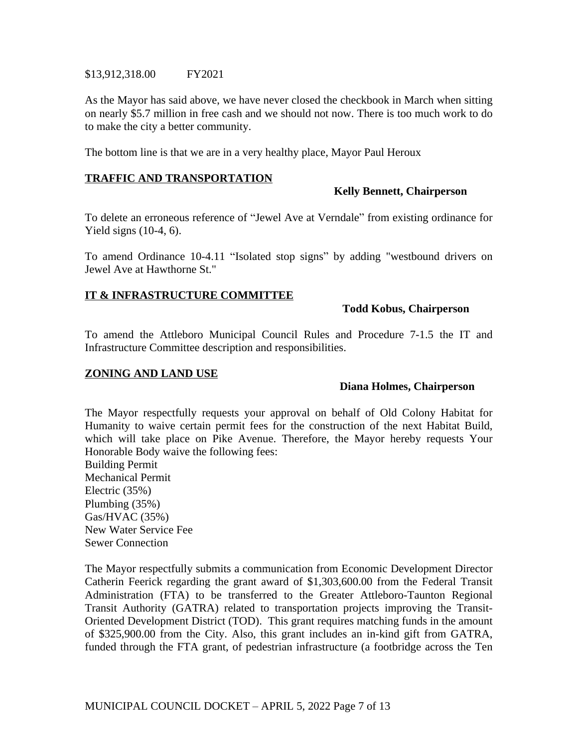$13,912,318.00 FY2021

As the Mayor has said above, we have never closed the checkbook in March when sitting on nearly $5.7 million in free cash and we should not now. There is too much work to do to make the city a better community.

The bottom line is that we are in a very healthy place, Mayor Paul Heroux

## TRAFFIC AND TRANSPORTATION

**Kelly Bennett, Chairperson**

To delete an erroneous reference of "Jewel Ave at Verndale" from existing ordinance for Yield signs (10-4, 6).

To amend Ordinance 10-4.11 "Isolated stop signs" by adding "westbound drivers on Jewel Ave at Hawthorne St."

## IT & INFRASTRUCTURE COMMITTEE

**Todd Kobus, Chairperson**

To amend the Attleboro Municipal Council Rules and Procedure 7-1.5 the IT and Infrastructure Committee description and responsibilities.

## ZONING AND LAND USE

**Diana Holmes, Chairperson**

The Mayor respectfully requests your approval on behalf of Old Colony Habitat for Humanity to waive certain permit fees for the construction of the next Habitat Build, which will take place on Pike Avenue. Therefore, the Mayor hereby requests Your Honorable Body waive the following fees:
Building Permit
Mechanical Permit
Electric (35%)
Plumbing (35%)
Gas/HVAC (35%)
New Water Service Fee
Sewer Connection

The Mayor respectfully submits a communication from Economic Development Director Catherin Feerick regarding the grant award of $1,303,600.00 from the Federal Transit Administration (FTA) to be transferred to the Greater Attleboro-Taunton Regional Transit Authority (GATRA) related to transportation projects improving the Transit-Oriented Development District (TOD). This grant requires matching funds in the amount of $325,900.00 from the City. Also, this grant includes an in-kind gift from GATRA, funded through the FTA grant, of pedestrian infrastructure (a footbridge across the Ten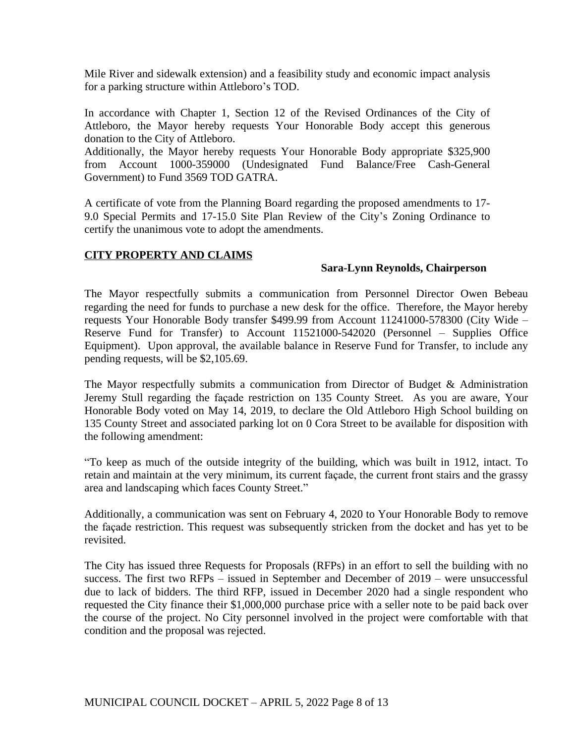Mile River and sidewalk extension) and a feasibility study and economic impact analysis for a parking structure within Attleboro's TOD.

In accordance with Chapter 1, Section 12 of the Revised Ordinances of the City of Attleboro, the Mayor hereby requests Your Honorable Body accept this generous donation to the City of Attleboro.
Additionally, the Mayor hereby requests Your Honorable Body appropriate $325,900 from Account 1000-359000 (Undesignated Fund Balance/Free Cash-General Government) to Fund 3569 TOD GATRA.

A certificate of vote from the Planning Board regarding the proposed amendments to 17-9.0 Special Permits and 17-15.0 Site Plan Review of the City's Zoning Ordinance to certify the unanimous vote to adopt the amendments.

**CITY PROPERTY AND CLAIMS**

**Sara-Lynn Reynolds, Chairperson**

The Mayor respectfully submits a communication from Personnel Director Owen Bebeau regarding the need for funds to purchase a new desk for the office. Therefore, the Mayor hereby requests Your Honorable Body transfer $499.99 from Account 11241000-578300 (City Wide – Reserve Fund for Transfer) to Account 11521000-542020 (Personnel – Supplies Office Equipment). Upon approval, the available balance in Reserve Fund for Transfer, to include any pending requests, will be $2,105.69.

The Mayor respectfully submits a communication from Director of Budget & Administration Jeremy Stull regarding the façade restriction on 135 County Street. As you are aware, Your Honorable Body voted on May 14, 2019, to declare the Old Attleboro High School building on 135 County Street and associated parking lot on 0 Cora Street to be available for disposition with the following amendment:

"To keep as much of the outside integrity of the building, which was built in 1912, intact. To retain and maintain at the very minimum, its current façade, the current front stairs and the grassy area and landscaping which faces County Street."

Additionally, a communication was sent on February 4, 2020 to Your Honorable Body to remove the façade restriction. This request was subsequently stricken from the docket and has yet to be revisited.

The City has issued three Requests for Proposals (RFPs) in an effort to sell the building with no success. The first two RFPs – issued in September and December of 2019 – were unsuccessful due to lack of bidders. The third RFP, issued in December 2020 had a single respondent who requested the City finance their $1,000,000 purchase price with a seller note to be paid back over the course of the project. No City personnel involved in the project were comfortable with that condition and the proposal was rejected.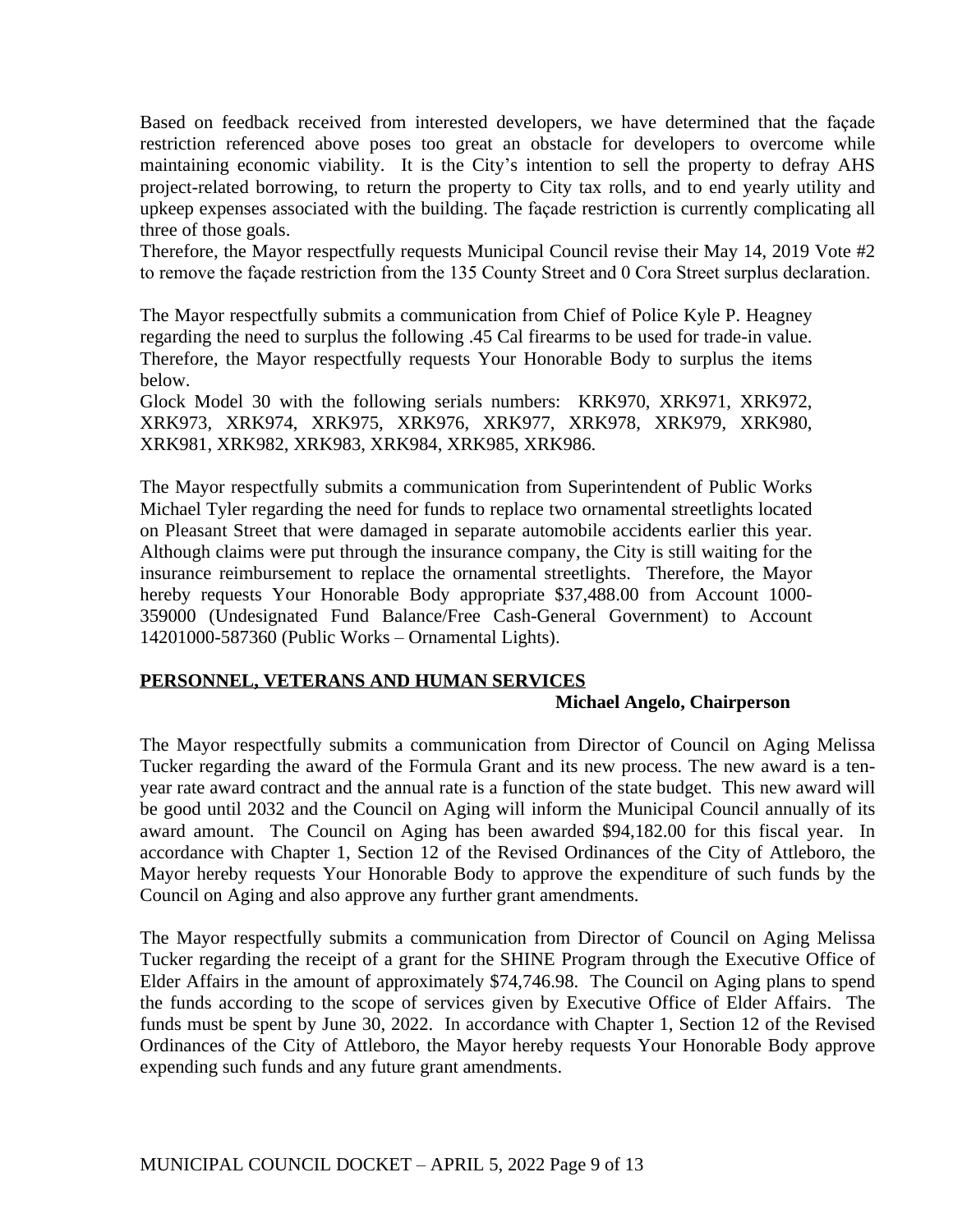Based on feedback received from interested developers, we have determined that the façade restriction referenced above poses too great an obstacle for developers to overcome while maintaining economic viability. It is the City's intention to sell the property to defray AHS project-related borrowing, to return the property to City tax rolls, and to end yearly utility and upkeep expenses associated with the building. The façade restriction is currently complicating all three of those goals.

Therefore, the Mayor respectfully requests Municipal Council revise their May 14, 2019 Vote #2 to remove the façade restriction from the 135 County Street and 0 Cora Street surplus declaration.

The Mayor respectfully submits a communication from Chief of Police Kyle P. Heagney regarding the need to surplus the following .45 Cal firearms to be used for trade-in value. Therefore, the Mayor respectfully requests Your Honorable Body to surplus the items below.

Glock Model 30 with the following serials numbers: KRK970, XRK971, XRK972, XRK973, XRK974, XRK975, XRK976, XRK977, XRK978, XRK979, XRK980, XRK981, XRK982, XRK983, XRK984, XRK985, XRK986.

The Mayor respectfully submits a communication from Superintendent of Public Works Michael Tyler regarding the need for funds to replace two ornamental streetlights located on Pleasant Street that were damaged in separate automobile accidents earlier this year. Although claims were put through the insurance company, the City is still waiting for the insurance reimbursement to replace the ornamental streetlights. Therefore, the Mayor hereby requests Your Honorable Body appropriate $37,488.00 from Account 1000-359000 (Undesignated Fund Balance/Free Cash-General Government) to Account 14201000-587360 (Public Works – Ornamental Lights).

## PERSONNEL, VETERANS AND HUMAN SERVICES

**Michael Angelo, Chairperson**

The Mayor respectfully submits a communication from Director of Council on Aging Melissa Tucker regarding the award of the Formula Grant and its new process. The new award is a ten-year rate award contract and the annual rate is a function of the state budget. This new award will be good until 2032 and the Council on Aging will inform the Municipal Council annually of its award amount. The Council on Aging has been awarded $94,182.00 for this fiscal year. In accordance with Chapter 1, Section 12 of the Revised Ordinances of the City of Attleboro, the Mayor hereby requests Your Honorable Body to approve the expenditure of such funds by the Council on Aging and also approve any further grant amendments.

The Mayor respectfully submits a communication from Director of Council on Aging Melissa Tucker regarding the receipt of a grant for the SHINE Program through the Executive Office of Elder Affairs in the amount of approximately $74,746.98. The Council on Aging plans to spend the funds according to the scope of services given by Executive Office of Elder Affairs. The funds must be spent by June 30, 2022. In accordance with Chapter 1, Section 12 of the Revised Ordinances of the City of Attleboro, the Mayor hereby requests Your Honorable Body approve expending such funds and any future grant amendments.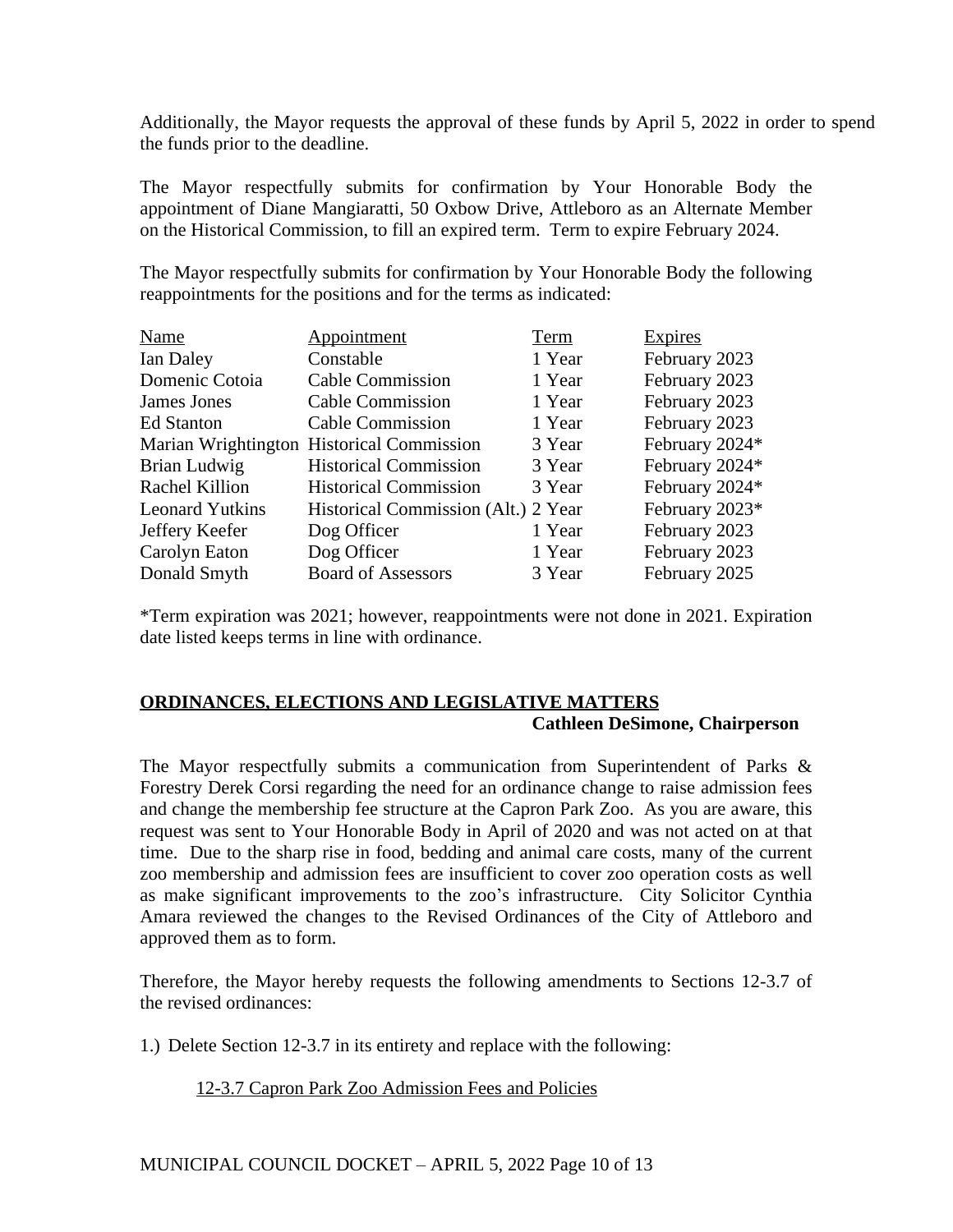Additionally, the Mayor requests the approval of these funds by April 5, 2022 in order to spend the funds prior to the deadline.

The Mayor respectfully submits for confirmation by Your Honorable Body the appointment of Diane Mangiaratti, 50 Oxbow Drive, Attleboro as an Alternate Member on the Historical Commission, to fill an expired term. Term to expire February 2024.

The Mayor respectfully submits for confirmation by Your Honorable Body the following reappointments for the positions and for the terms as indicated:

| Name | Appointment | Term | Expires |
|---|---|---|---|
| Ian Daley | Constable | 1 Year | February 2023 |
| Domenic Cotoia | Cable Commission | 1 Year | February 2023 |
| James Jones | Cable Commission | 1 Year | February 2023 |
| Ed Stanton | Cable Commission | 1 Year | February 2023 |
| Marian Wrightington | Historical Commission | 3 Year | February 2024* |
| Brian Ludwig | Historical Commission | 3 Year | February 2024* |
| Rachel Killion | Historical Commission | 3 Year | February 2024* |
| Leonard Yutkins | Historical Commission (Alt.) | 2 Year | February 2023* |
| Jeffery Keefer | Dog Officer | 1 Year | February 2023 |
| Carolyn Eaton | Dog Officer | 1 Year | February 2023 |
| Donald Smyth | Board of Assessors | 3 Year | February 2025 |

*Term expiration was 2021; however, reappointments were not done in 2021. Expiration date listed keeps terms in line with ordinance.

## ORDINANCES, ELECTIONS AND LEGISLATIVE MATTERS

**Cathleen DeSimone, Chairperson**

The Mayor respectfully submits a communication from Superintendent of Parks & Forestry Derek Corsi regarding the need for an ordinance change to raise admission fees and change the membership fee structure at the Capron Park Zoo. As you are aware, this request was sent to Your Honorable Body in April of 2020 and was not acted on at that time. Due to the sharp rise in food, bedding and animal care costs, many of the current zoo membership and admission fees are insufficient to cover zoo operation costs as well as make significant improvements to the zoo's infrastructure. City Solicitor Cynthia Amara reviewed the changes to the Revised Ordinances of the City of Attleboro and approved them as to form.

Therefore, the Mayor hereby requests the following amendments to Sections 12-3.7 of the revised ordinances:

1.) Delete Section 12-3.7 in its entirety and replace with the following:

12-3.7 Capron Park Zoo Admission Fees and Policies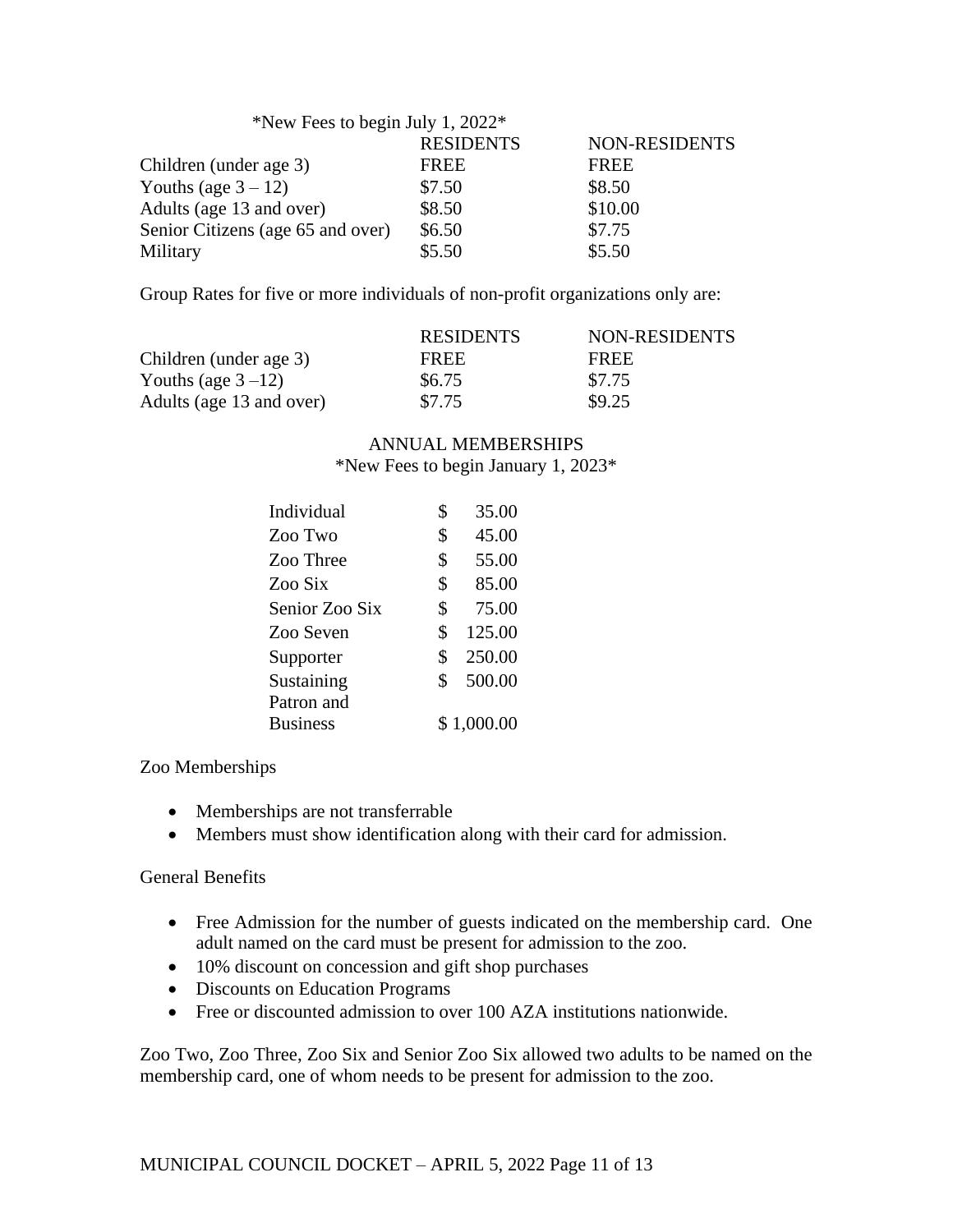*New Fees to begin July 1, 2022*

| | RESIDENTS | NON-RESIDENTS |
|---|---|---|
| Children (under age 3) | FREE | FREE |
| Youths (age 3 – 12) | $7.50 | $8.50 |
| Adults (age 13 and over) | $8.50 | $10.00 |
| Senior Citizens (age 65 and over) | $6.50 | $7.75 |
| Military | $5.50 | $5.50 |

Group Rates for five or more individuals of non-profit organizations only are:

| | RESIDENTS | NON-RESIDENTS |
|---|---|---|
| Children (under age 3) | FREE | FREE |
| Youths (age 3 –12) | $6.75 | $7.75 |
| Adults (age 13 and over) | $7.75 | $9.25 |

ANNUAL MEMBERSHIPS
*New Fees to begin January 1, 2023*

| | |
|---|---|
| Individual | $ 35.00 |
| Zoo Two | $ 45.00 |
| Zoo Three | $ 55.00 |
| Zoo Six | $ 85.00 |
| Senior Zoo Six | $ 75.00 |
| Zoo Seven | $ 125.00 |
| Supporter | $ 250.00 |
| Sustaining | $ 500.00 |
| Patron and Business | $ 1,000.00 |

Zoo Memberships

- Memberships are not transferrable
- Members must show identification along with their card for admission.

General Benefits

- Free Admission for the number of guests indicated on the membership card. One adult named on the card must be present for admission to the zoo.
- 10% discount on concession and gift shop purchases
- Discounts on Education Programs
- Free or discounted admission to over 100 AZA institutions nationwide.

Zoo Two, Zoo Three, Zoo Six and Senior Zoo Six allowed two adults to be named on the membership card, one of whom needs to be present for admission to the zoo.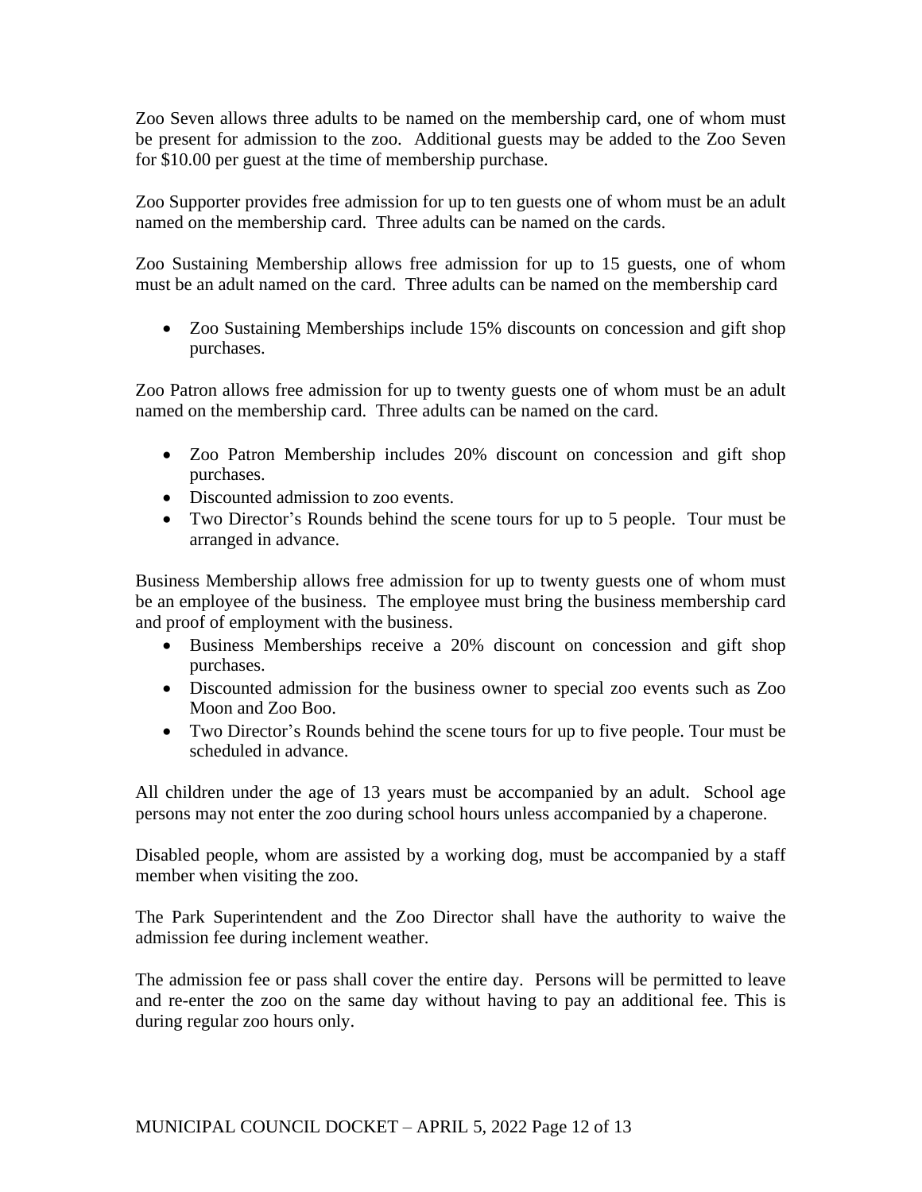Zoo Seven allows three adults to be named on the membership card, one of whom must be present for admission to the zoo. Additional guests may be added to the Zoo Seven for $10.00 per guest at the time of membership purchase.

Zoo Supporter provides free admission for up to ten guests one of whom must be an adult named on the membership card. Three adults can be named on the cards.

Zoo Sustaining Membership allows free admission for up to 15 guests, one of whom must be an adult named on the card. Three adults can be named on the membership card

- Zoo Sustaining Memberships include 15% discounts on concession and gift shop purchases.

Zoo Patron allows free admission for up to twenty guests one of whom must be an adult named on the membership card. Three adults can be named on the card.

- Zoo Patron Membership includes 20% discount on concession and gift shop purchases.
- Discounted admission to zoo events.
- Two Director's Rounds behind the scene tours for up to 5 people. Tour must be arranged in advance.

Business Membership allows free admission for up to twenty guests one of whom must be an employee of the business. The employee must bring the business membership card and proof of employment with the business.

- Business Memberships receive a 20% discount on concession and gift shop purchases.
- Discounted admission for the business owner to special zoo events such as Zoo Moon and Zoo Boo.
- Two Director's Rounds behind the scene tours for up to five people. Tour must be scheduled in advance.

All children under the age of 13 years must be accompanied by an adult. School age persons may not enter the zoo during school hours unless accompanied by a chaperone.

Disabled people, whom are assisted by a working dog, must be accompanied by a staff member when visiting the zoo.

The Park Superintendent and the Zoo Director shall have the authority to waive the admission fee during inclement weather.

The admission fee or pass shall cover the entire day. Persons will be permitted to leave and re-enter the zoo on the same day without having to pay an additional fee. This is during regular zoo hours only.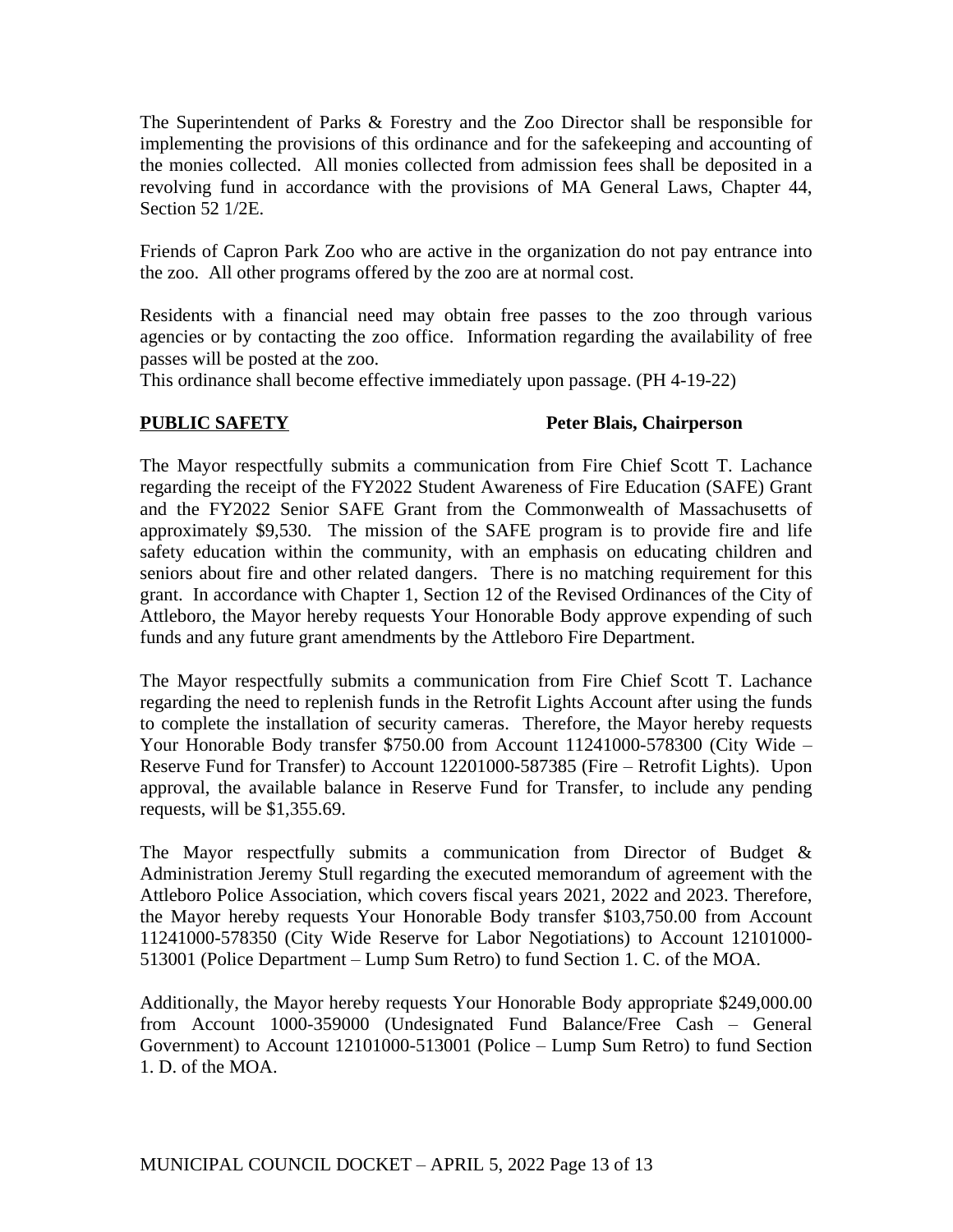The Superintendent of Parks & Forestry and the Zoo Director shall be responsible for implementing the provisions of this ordinance and for the safekeeping and accounting of the monies collected. All monies collected from admission fees shall be deposited in a revolving fund in accordance with the provisions of MA General Laws, Chapter 44, Section 52 1/2E.

Friends of Capron Park Zoo who are active in the organization do not pay entrance into the zoo. All other programs offered by the zoo are at normal cost.

Residents with a financial need may obtain free passes to the zoo through various agencies or by contacting the zoo office. Information regarding the availability of free passes will be posted at the zoo.
This ordinance shall become effective immediately upon passage. (PH 4-19-22)

**PUBLIC SAFETY** **Peter Blais, Chairperson**

The Mayor respectfully submits a communication from Fire Chief Scott T. Lachance regarding the receipt of the FY2022 Student Awareness of Fire Education (SAFE) Grant and the FY2022 Senior SAFE Grant from the Commonwealth of Massachusetts of approximately $9,530. The mission of the SAFE program is to provide fire and life safety education within the community, with an emphasis on educating children and seniors about fire and other related dangers. There is no matching requirement for this grant. In accordance with Chapter 1, Section 12 of the Revised Ordinances of the City of Attleboro, the Mayor hereby requests Your Honorable Body approve expending of such funds and any future grant amendments by the Attleboro Fire Department.

The Mayor respectfully submits a communication from Fire Chief Scott T. Lachance regarding the need to replenish funds in the Retrofit Lights Account after using the funds to complete the installation of security cameras. Therefore, the Mayor hereby requests Your Honorable Body transfer $750.00 from Account 11241000-578300 (City Wide – Reserve Fund for Transfer) to Account 12201000-587385 (Fire – Retrofit Lights). Upon approval, the available balance in Reserve Fund for Transfer, to include any pending requests, will be $1,355.69.

The Mayor respectfully submits a communication from Director of Budget & Administration Jeremy Stull regarding the executed memorandum of agreement with the Attleboro Police Association, which covers fiscal years 2021, 2022 and 2023. Therefore, the Mayor hereby requests Your Honorable Body transfer $103,750.00 from Account 11241000-578350 (City Wide Reserve for Labor Negotiations) to Account 12101000-513001 (Police Department – Lump Sum Retro) to fund Section 1. C. of the MOA.

Additionally, the Mayor hereby requests Your Honorable Body appropriate $249,000.00 from Account 1000-359000 (Undesignated Fund Balance/Free Cash – General Government) to Account 12101000-513001 (Police – Lump Sum Retro) to fund Section 1. D. of the MOA.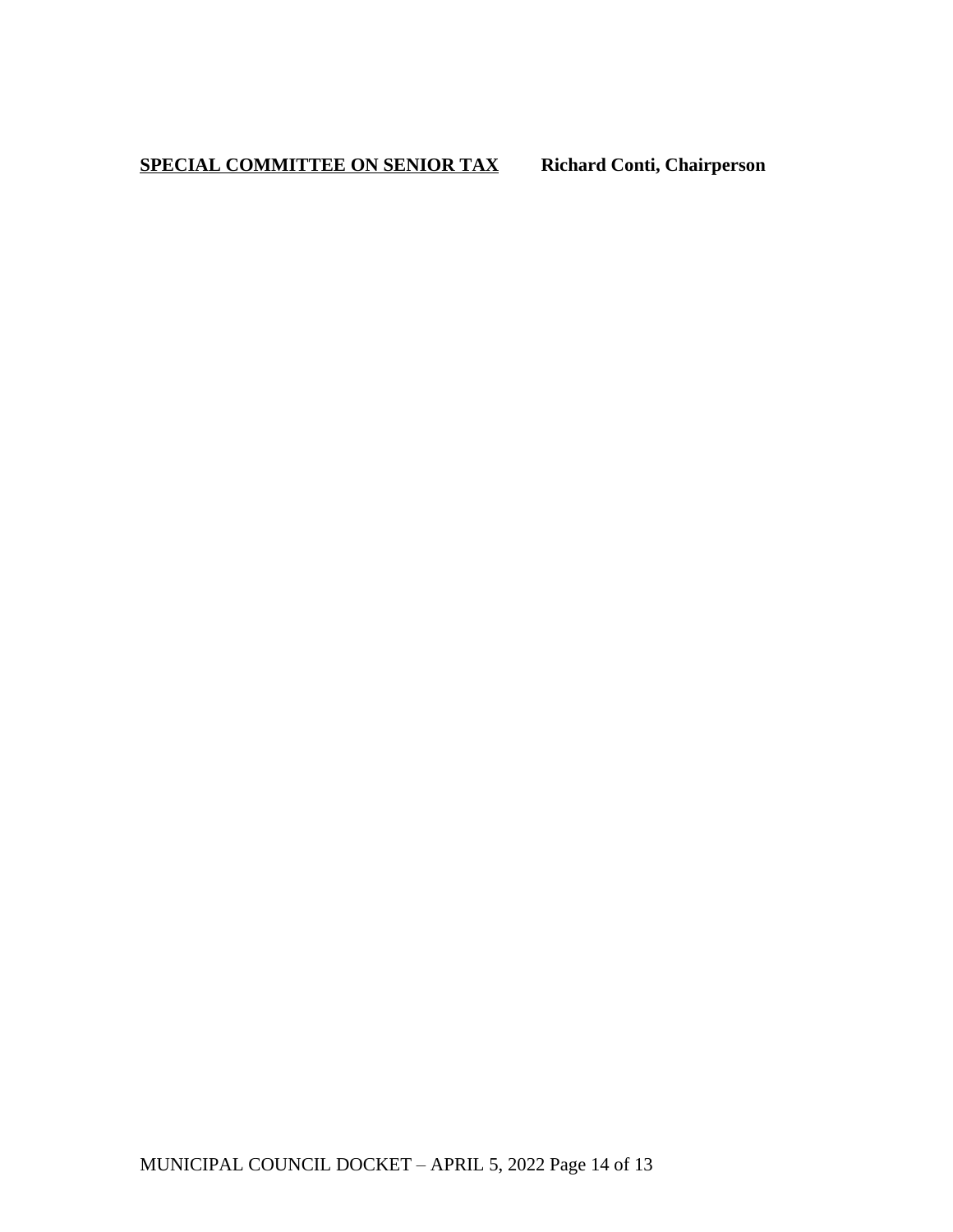**<u>SPECIAL COMMITTEE ON SENIOR TAX</u>** **Richard Conti, Chairperson**